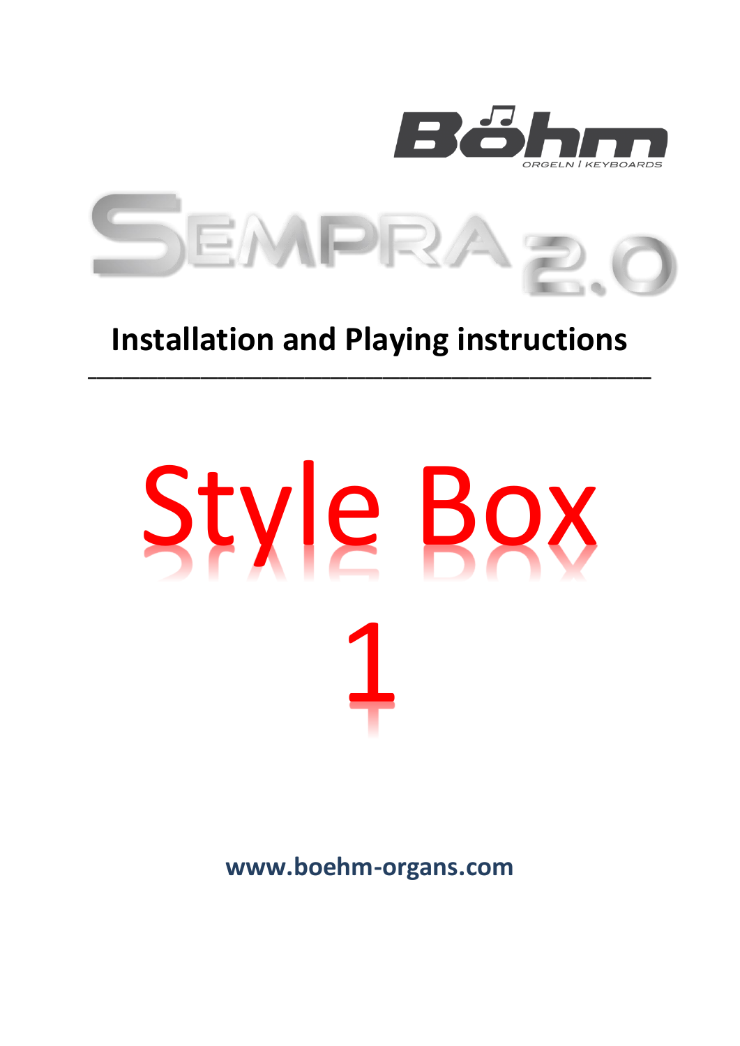Böhm

ORGELN | KEYBOARDS

SEMPRA 2.0

# Installation and Playing instructions

---

# Style Box

# 1

**www.boehm-organs.com**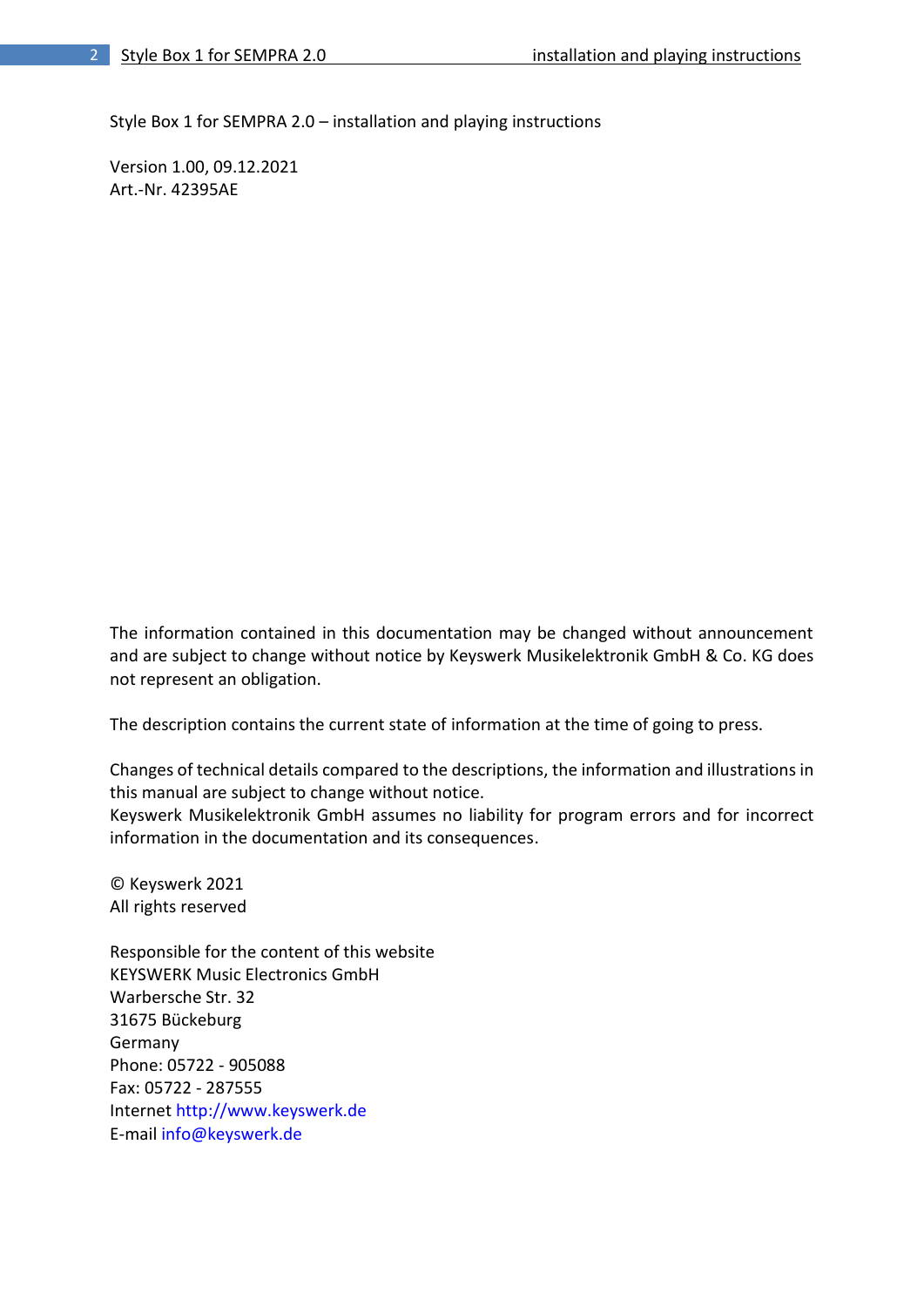Style Box 1 for SEMPRA 2.0 – installation and playing instructions

Version 1.00, 09.12.2021
Art.-Nr. 42395AE

The information contained in this documentation may be changed without announcement and are subject to change without notice by Keyswerk Musikelektronik GmbH & Co. KG does not represent an obligation.

The description contains the current state of information at the time of going to press.

Changes of technical details compared to the descriptions, the information and illustrations in this manual are subject to change without notice.
Keyswerk Musikelektronik GmbH assumes no liability for program errors and for incorrect information in the documentation and its consequences.

© Keyswerk 2021
All rights reserved

Responsible for the content of this website
KEYSWERK Music Electronics GmbH
Warbersche Str. 32
31675 Bückeburg
Germany
Phone: 05722 - 905088
Fax: 05722 - 287555
Internet http://www.keyswerk.de
E-mail info@keyswerk.de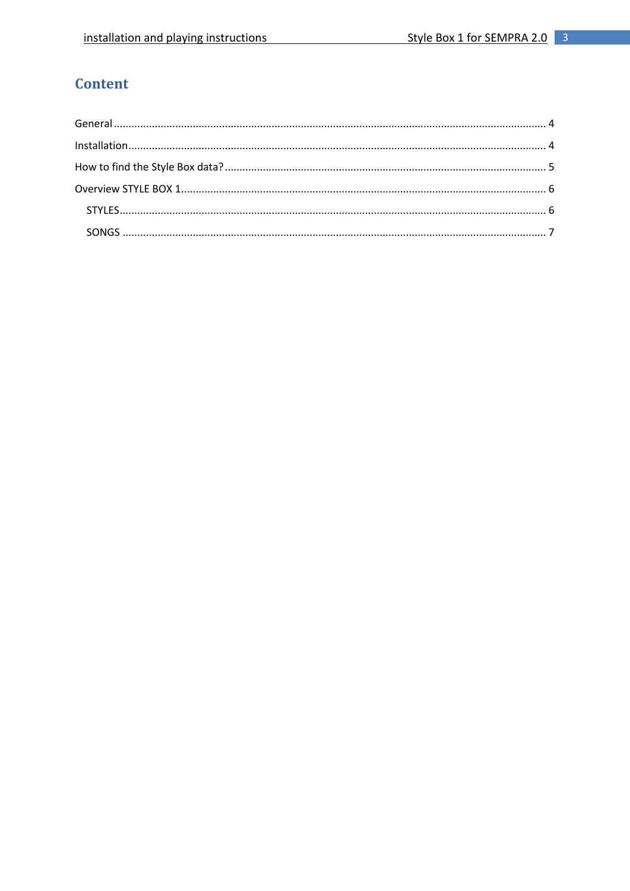# Content

General ........................................................................................................................................... 4

Installation ...................................................................................................................................... 4

How to find the Style Box data? ..................................................................................................... 5

Overview STYLE BOX 1 .................................................................................................................... 6

- STYLES ......................................................................................................................................... 6
- SONGS ......................................................................................................................................... 7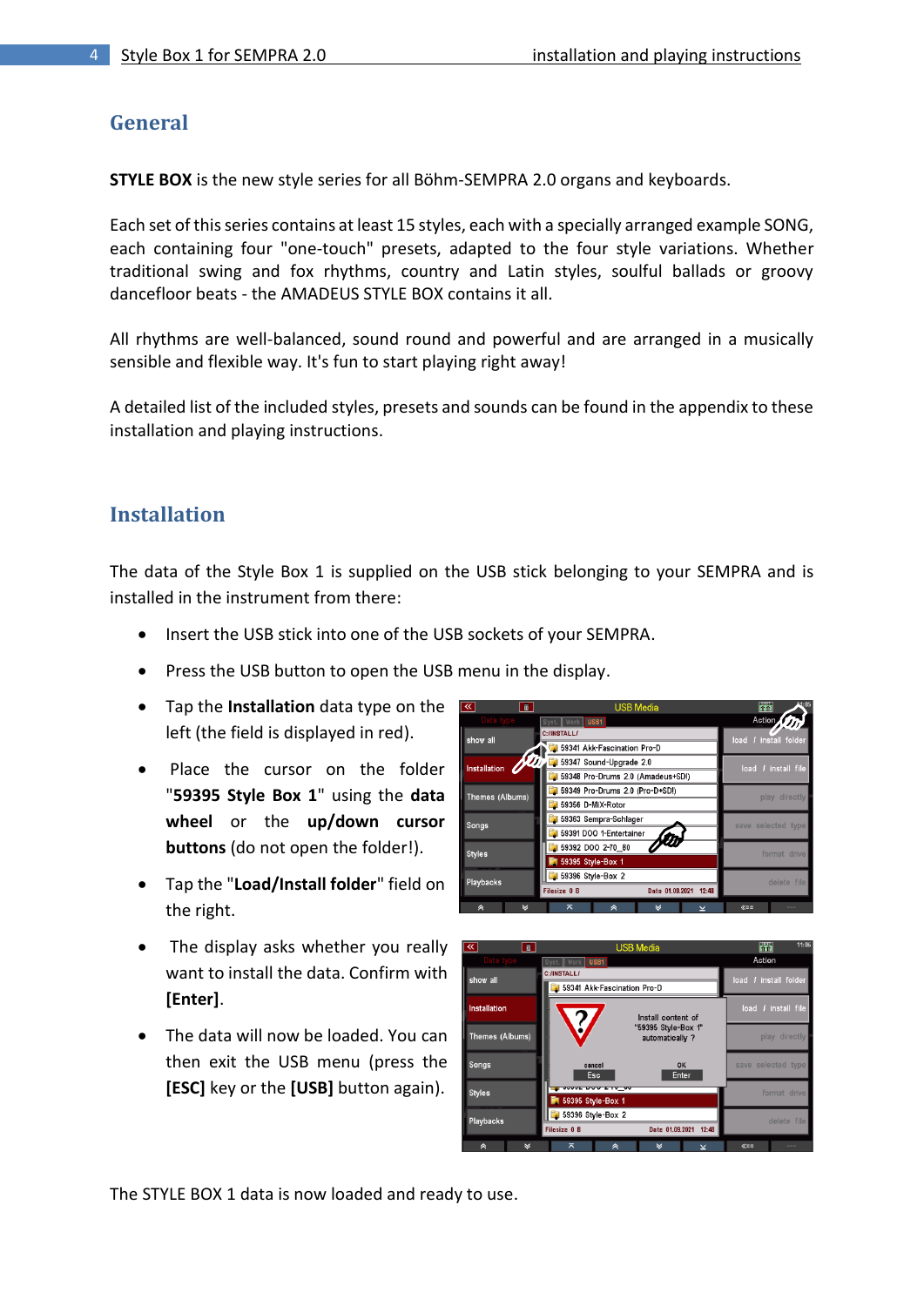## General

**STYLE BOX** is the new style series for all Böhm-SEMPRA 2.0 organs and keyboards.

Each set of this series contains at least 15 styles, each with a specially arranged example SONG, each containing four "one-touch" presets, adapted to the four style variations. Whether traditional swing and fox rhythms, country and Latin styles, soulful ballads or groovy dancefloor beats - the AMADEUS STYLE BOX contains it all.

All rhythms are well-balanced, sound round and powerful and are arranged in a musically sensible and flexible way. It's fun to start playing right away!

A detailed list of the included styles, presets and sounds can be found in the appendix to these installation and playing instructions.

## Installation

The data of the Style Box 1 is supplied on the USB stick belonging to your SEMPRA and is installed in the instrument from there:

- Insert the USB stick into one of the USB sockets of your SEMPRA.
- Press the USB button to open the USB menu in the display.
- Tap the **Installation** data type on the left (the field is displayed in red).
- Place the cursor on the folder "**59395 Style Box 1**" using the **data wheel** or the **up/down cursor buttons** (do not open the folder!).
- Tap the "**Load/Install folder**" field on the right.
- The display asks whether you really want to install the data. Confirm with **[Enter]**.
- The data will now be loaded. You can then exit the USB menu (press the **[ESC]** key or the **[USB]** button again).

The STYLE BOX 1 data is now loaded and ready to use.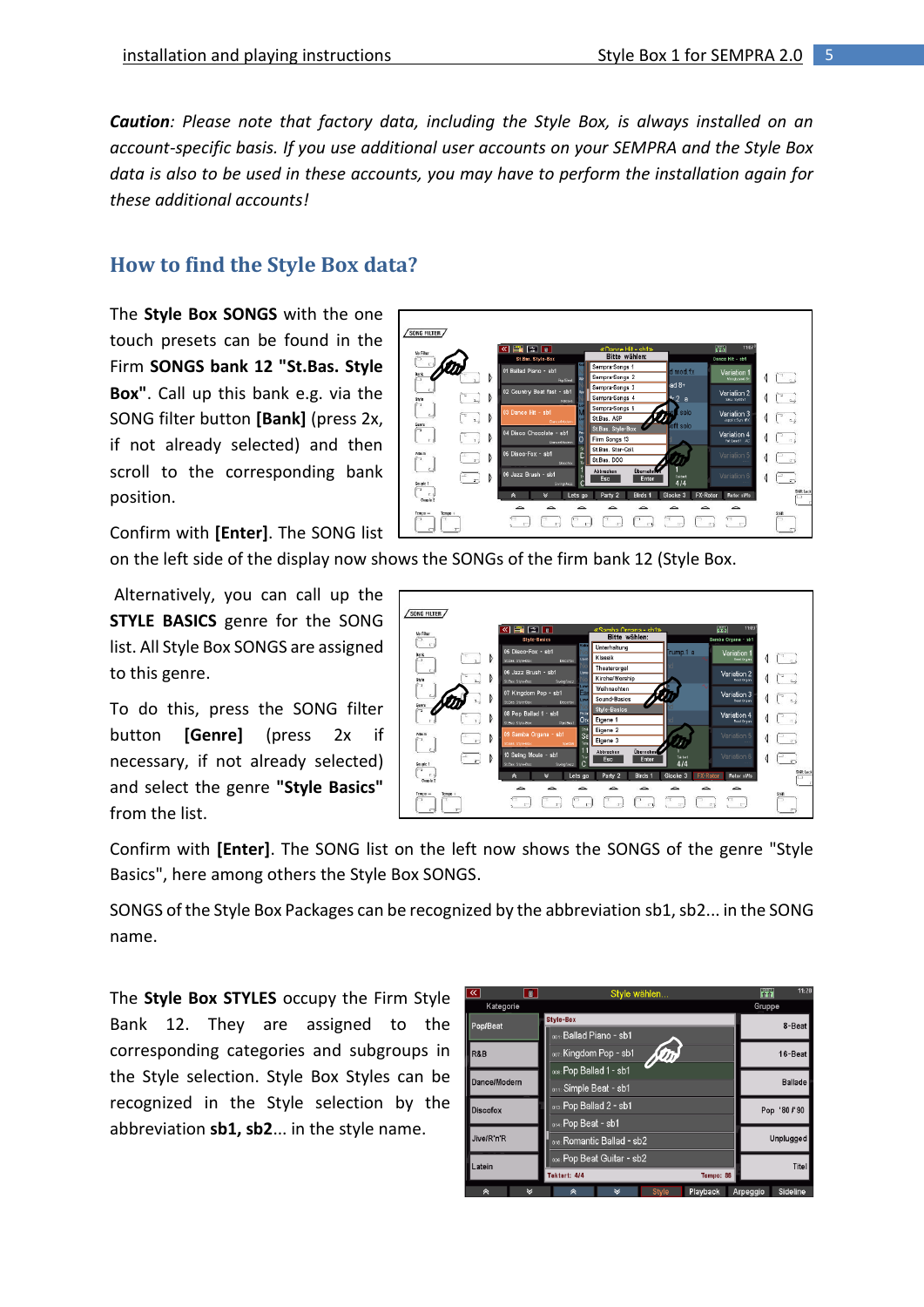***Caution**: Please note that factory data, including the Style Box, is always installed on an account-specific basis. If you use additional user accounts on your SEMPRA and the Style Box data is also to be used in these accounts, you may have to perform the installation again for these additional accounts!*

## How to find the Style Box data?

The **Style Box SONGS** with the one touch presets can be found in the Firm **SONGS bank 12 "St.Bas. Style Box"**. Call up this bank e.g. via the SONG filter button **[Bank]** (press 2x, if not already selected) and then scroll to the corresponding bank position.

Confirm with **[Enter]**. The SONG list on the left side of the display now shows the SONGs of the firm bank 12 (Style Box.

Alternatively, you can call up the **STYLE BASICS** genre for the SONG list. All Style Box SONGS are assigned to this genre.

To do this, press the SONG filter button **[Genre]** (press 2x if necessary, if not already selected) and select the genre **"Style Basics"** from the list.

Confirm with **[Enter]**. The SONG list on the left now shows the SONGS of the genre "Style Basics", here among others the Style Box SONGS.

SONGS of the Style Box Packages can be recognized by the abbreviation sb1, sb2... in the SONG name.

The **Style Box STYLES** occupy the Firm Style Bank 12. They are assigned to the corresponding categories and subgroups in the Style selection. Style Box Styles can be recognized in the Style selection by the abbreviation **sb1, sb2**... in the style name.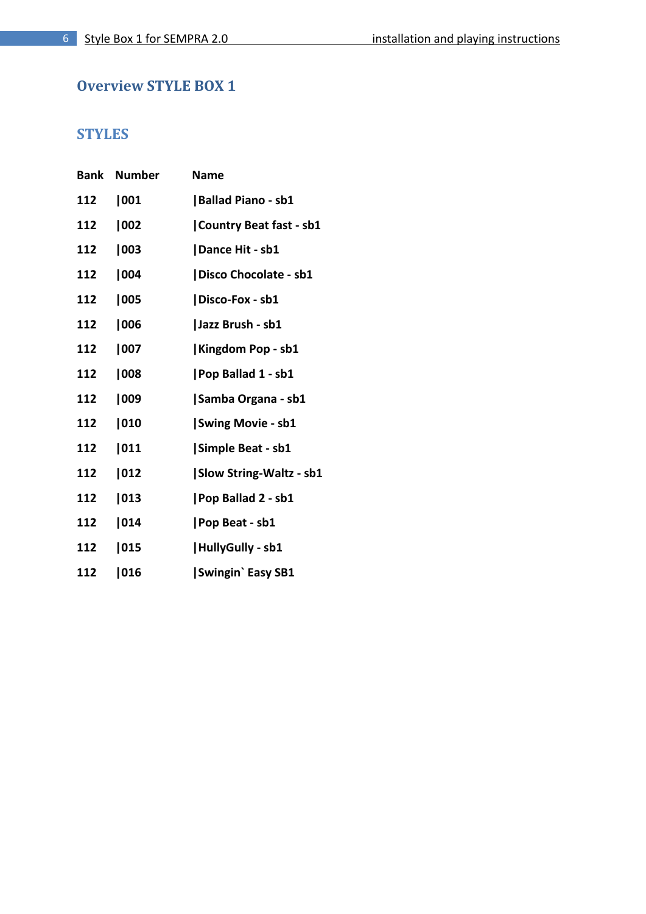# Overview STYLE BOX 1

## STYLES

| Bank | Number | Name |
|---|---|---|
| 112 | \|001 | \|Ballad Piano - sb1 |
| 112 | \|002 | \|Country Beat fast - sb1 |
| 112 | \|003 | \|Dance Hit - sb1 |
| 112 | \|004 | \|Disco Chocolate - sb1 |
| 112 | \|005 | \|Disco-Fox - sb1 |
| 112 | \|006 | \|Jazz Brush - sb1 |
| 112 | \|007 | \|Kingdom Pop - sb1 |
| 112 | \|008 | \|Pop Ballad 1 - sb1 |
| 112 | \|009 | \|Samba Organa - sb1 |
| 112 | \|010 | \|Swing Movie - sb1 |
| 112 | \|011 | \|Simple Beat - sb1 |
| 112 | \|012 | \|Slow String-Waltz - sb1 |
| 112 | \|013 | \|Pop Ballad 2 - sb1 |
| 112 | \|014 | \|Pop Beat - sb1 |
| 112 | \|015 | \|HullyGully - sb1 |
| 112 | \|016 | \|Swingin` Easy SB1 |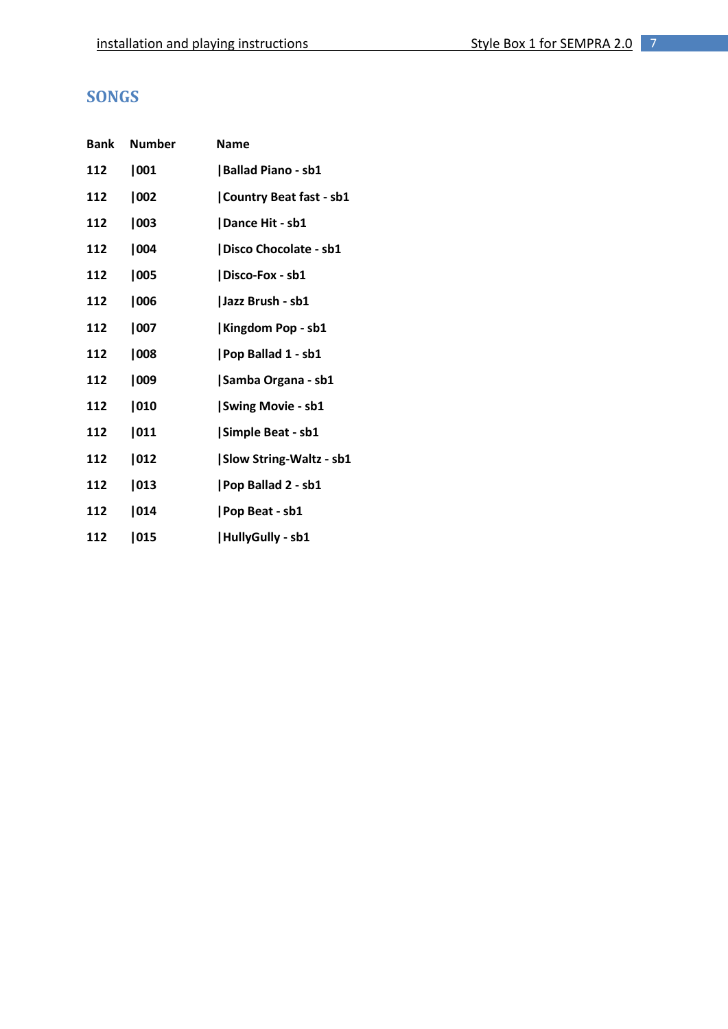## SONGS

| Bank | Number | Name |
|---|---|---|
| 112 | \|001 | \|Ballad Piano - sb1 |
| 112 | \|002 | \|Country Beat fast - sb1 |
| 112 | \|003 | \|Dance Hit - sb1 |
| 112 | \|004 | \|Disco Chocolate - sb1 |
| 112 | \|005 | \|Disco-Fox - sb1 |
| 112 | \|006 | \|Jazz Brush - sb1 |
| 112 | \|007 | \|Kingdom Pop - sb1 |
| 112 | \|008 | \|Pop Ballad 1 - sb1 |
| 112 | \|009 | \|Samba Organa - sb1 |
| 112 | \|010 | \|Swing Movie - sb1 |
| 112 | \|011 | \|Simple Beat - sb1 |
| 112 | \|012 | \|Slow String-Waltz - sb1 |
| 112 | \|013 | \|Pop Ballad 2 - sb1 |
| 112 | \|014 | \|Pop Beat - sb1 |
| 112 | \|015 | \|HullyGully - sb1 |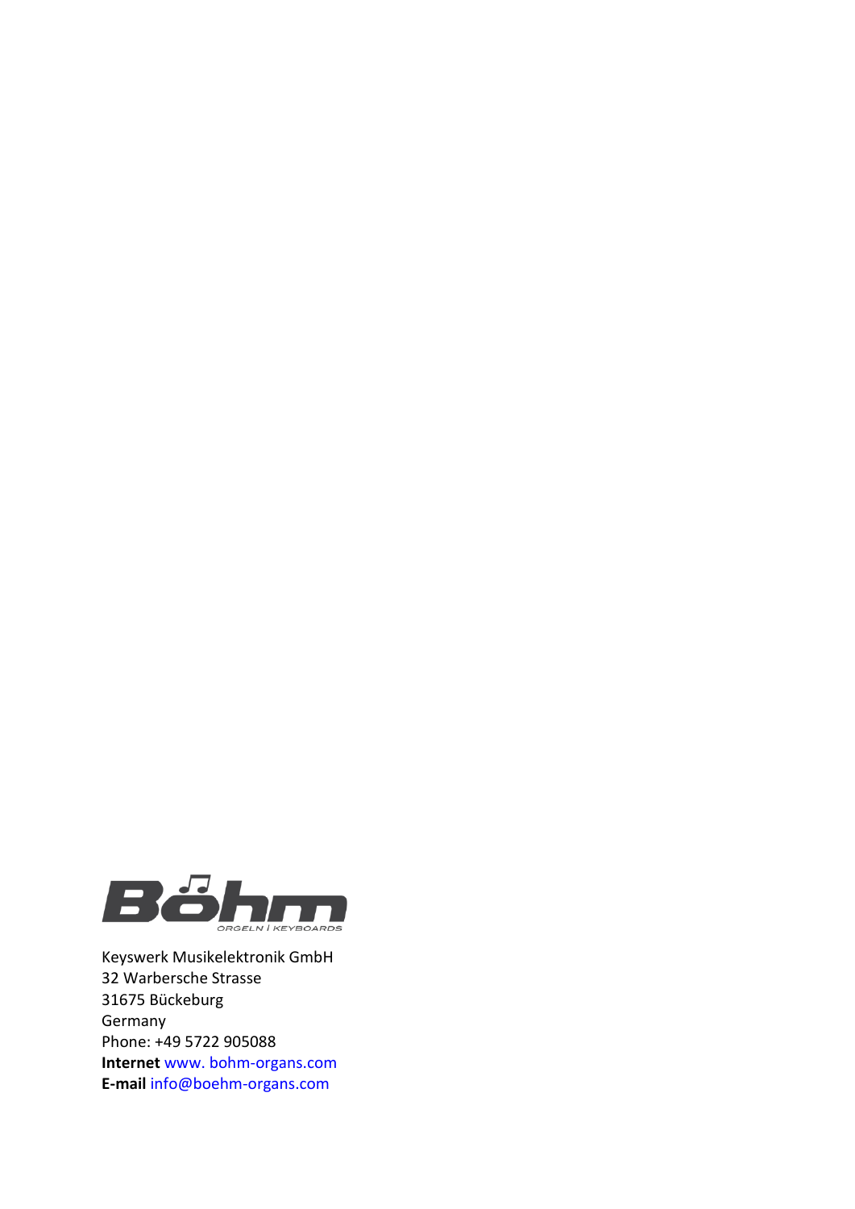Böhm

ORGELN | KEYBOARDS

Keyswerk Musikelektronik GmbH
32 Warbersche Strasse
31675 Bückeburg
Germany
Phone: +49 5722 905088
**Internet** www. bohm-organs.com
**E-mail** info@boehm-organs.com